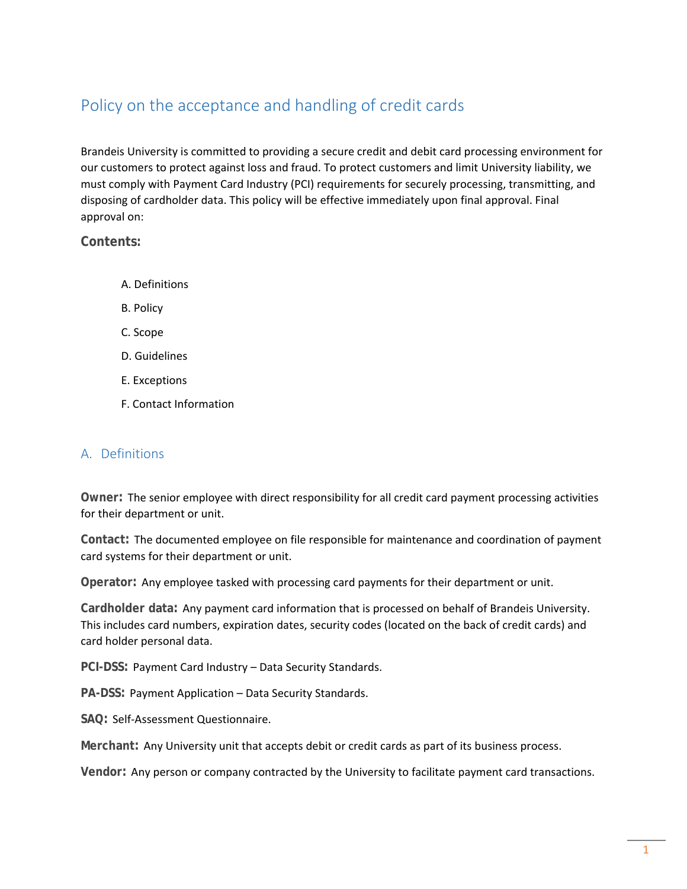# Policy on the acceptance and handling of credit cards

Brandeis University is committed to providing a secure credit and debit card processing environment for our customers to protect against loss and fraud. To protect customers and limit University liability, we must comply with Payment Card Industry (PCI) requirements for securely processing, transmitting, and disposing of cardholder data. This policy will be effective immediately upon final approval. Final approval on:

**Contents:**

A. Definitions

B. Policy

C. Scope

D. Guidelines

E. Exceptions

F. Contact Information

## A. Definitions

**Owner:** The senior employee with direct responsibility for all credit card payment processing activities for their department or unit.

**Contact:** The documented employee on file responsible for maintenance and coordination of payment card systems for their department or unit.

**Operator:** Any employee tasked with processing card payments for their department or unit.

**Cardholder data:** Any payment card information that is processed on behalf of Brandeis University. This includes card numbers, expiration dates, security codes (located on the back of credit cards) and card holder personal data.

**PCI-DSS:** Payment Card Industry – Data Security Standards.

**PA-DSS:** Payment Application – Data Security Standards.

**SAQ:** Self-Assessment Questionnaire.

**Merchant:** Any University unit that accepts debit or credit cards as part of its business process.

**Vendor:** Any person or company contracted by the University to facilitate payment card transactions.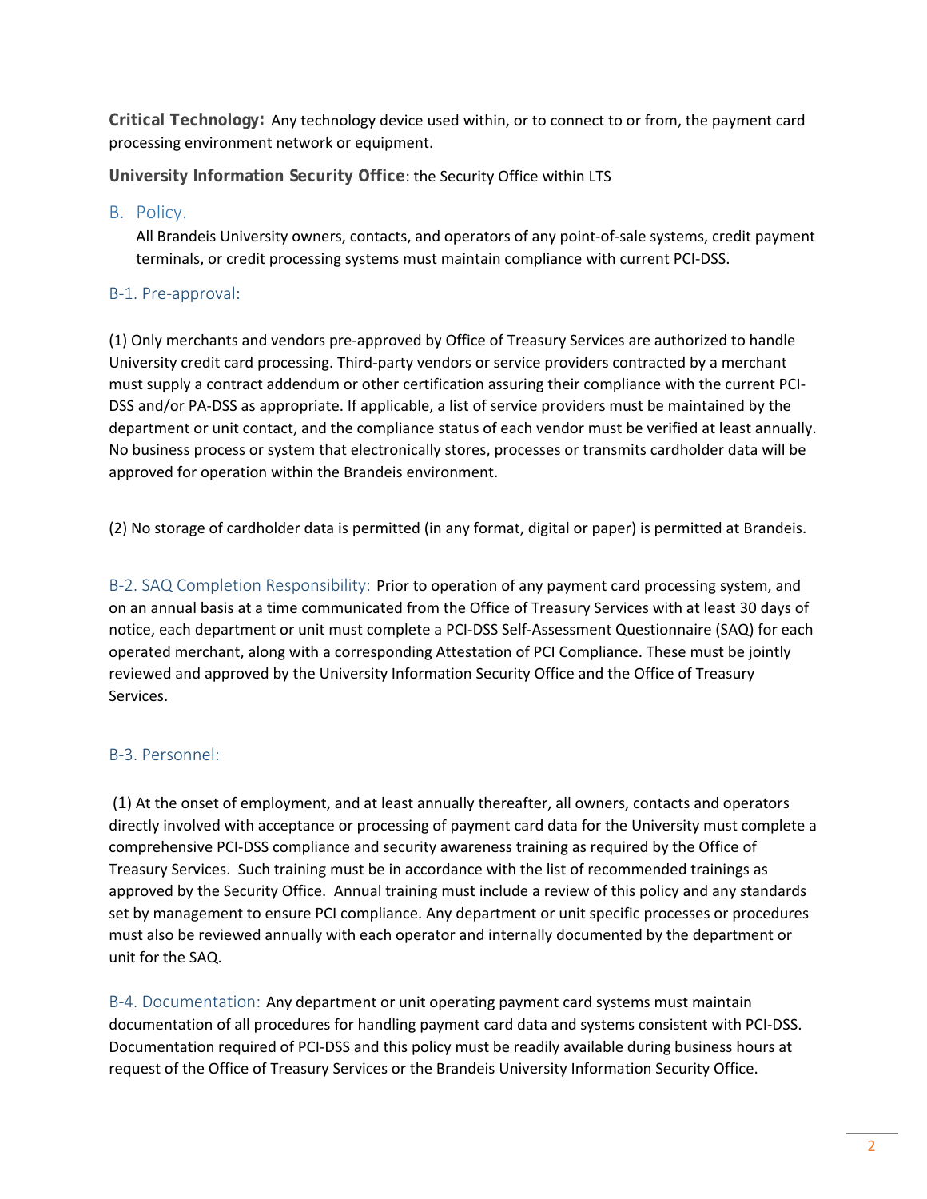**Critical Technology:** Any technology device used within, or to connect to or from, the payment card processing environment network or equipment.

**University Information Security Office**: the Security Office within LTS

## B. Policy.

All Brandeis University owners, contacts, and operators of any point-of-sale systems, credit payment terminals, or credit processing systems must maintain compliance with current PCI-DSS.

### B-1. Pre-approval:

(1) Only merchants and vendors pre-approved by Office of Treasury Services are authorized to handle University credit card processing. Third-party vendors or service providers contracted by a merchant must supply a contract addendum or other certification assuring their compliance with the current PCI-DSS and/or PA-DSS as appropriate. If applicable, a list of service providers must be maintained by the department or unit contact, and the compliance status of each vendor must be verified at least annually. No business process or system that electronically stores, processes or transmits cardholder data will be approved for operation within the Brandeis environment.

(2) No storage of cardholder data is permitted (in any format, digital or paper) is permitted at Brandeis.

### B-2. SAQ Completion Responsibility:

Prior to operation of any payment card processing system, and on an annual basis at a time communicated from the Office of Treasury Services with at least 30 days of notice, each department or unit must complete a PCI-DSS Self-Assessment Questionnaire (SAQ) for each operated merchant, along with a corresponding Attestation of PCI Compliance. These must be jointly reviewed and approved by the University Information Security Office and the Office of Treasury Services.

### B-3. Personnel:

(1) At the onset of employment, and at least annually thereafter, all owners, contacts and operators directly involved with acceptance or processing of payment card data for the University must complete a comprehensive PCI-DSS compliance and security awareness training as required by the Office of Treasury Services. Such training must be in accordance with the list of recommended trainings as approved by the Security Office. Annual training must include a review of this policy and any standards set by management to ensure PCI compliance. Any department or unit specific processes or procedures must also be reviewed annually with each operator and internally documented by the department or unit for the SAQ.

### B-4. Documentation:

Any department or unit operating payment card systems must maintain documentation of all procedures for handling payment card data and systems consistent with PCI-DSS. Documentation required of PCI-DSS and this policy must be readily available during business hours at request of the Office of Treasury Services or the Brandeis University Information Security Office.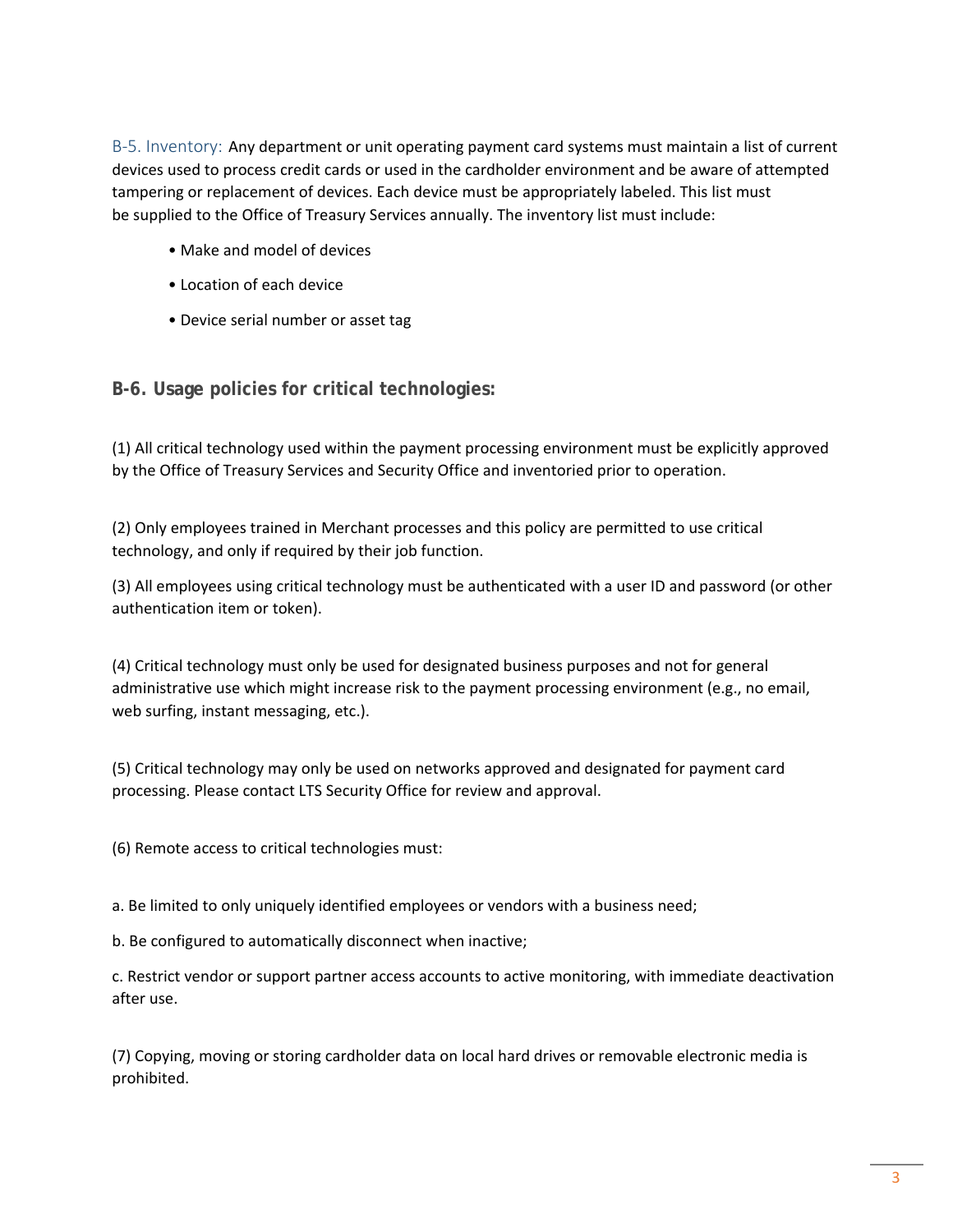B-5. Inventory: Any department or unit operating payment card systems must maintain a list of current devices used to process credit cards or used in the cardholder environment and be aware of attempted tampering or replacement of devices. Each device must be appropriately labeled. This list must be supplied to the Office of Treasury Services annually. The inventory list must include:

- Make and model of devices
- Location of each device
- Device serial number or asset tag

### B-6. Usage policies for critical technologies:

(1) All critical technology used within the payment processing environment must be explicitly approved by the Office of Treasury Services and Security Office and inventoried prior to operation.

(2) Only employees trained in Merchant processes and this policy are permitted to use critical technology, and only if required by their job function.

(3) All employees using critical technology must be authenticated with a user ID and password (or other authentication item or token).

(4) Critical technology must only be used for designated business purposes and not for general administrative use which might increase risk to the payment processing environment (e.g., no email, web surfing, instant messaging, etc.).

(5) Critical technology may only be used on networks approved and designated for payment card processing. Please contact LTS Security Office for review and approval.

(6) Remote access to critical technologies must:

a. Be limited to only uniquely identified employees or vendors with a business need;

b. Be configured to automatically disconnect when inactive;

c. Restrict vendor or support partner access accounts to active monitoring, with immediate deactivation after use.

(7) Copying, moving or storing cardholder data on local hard drives or removable electronic media is prohibited.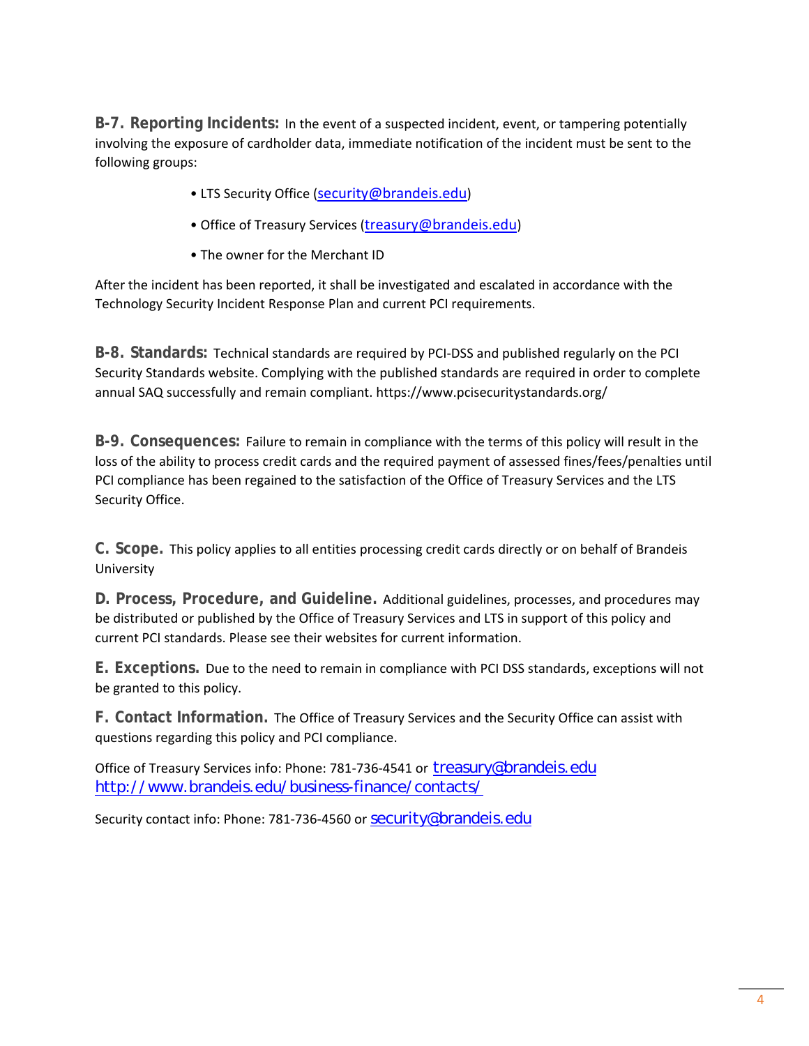**B-7. Reporting Incidents:** In the event of a suspected incident, event, or tampering potentially involving the exposure of cardholder data, immediate notification of the incident must be sent to the following groups:

- LTS Security Office (security@brandeis.edu)
- Office of Treasury Services (treasury@brandeis.edu)
- The owner for the Merchant ID

After the incident has been reported, it shall be investigated and escalated in accordance with the Technology Security Incident Response Plan and current PCI requirements.

**B-8. Standards:** Technical standards are required by PCI-DSS and published regularly on the PCI Security Standards website. Complying with the published standards are required in order to complete annual SAQ successfully and remain compliant. https://www.pcisecuritystandards.org/

**B-9. Consequences:** Failure to remain in compliance with the terms of this policy will result in the loss of the ability to process credit cards and the required payment of assessed fines/fees/penalties until PCI compliance has been regained to the satisfaction of the Office of Treasury Services and the LTS Security Office.

**C. Scope.** This policy applies to all entities processing credit cards directly or on behalf of Brandeis University

**D. Process, Procedure, and Guideline.** Additional guidelines, processes, and procedures may be distributed or published by the Office of Treasury Services and LTS in support of this policy and current PCI standards. Please see their websites for current information.

**E. Exceptions.** Due to the need to remain in compliance with PCI DSS standards, exceptions will not be granted to this policy.

**F. Contact Information.** The Office of Treasury Services and the Security Office can assist with questions regarding this policy and PCI compliance.

Office of Treasury Services info: Phone: 781-736-4541 or treasury@brandeis.edu
http://www.brandeis.edu/business-finance/contacts/

Security contact info: Phone: 781-736-4560 or security@brandeis.edu